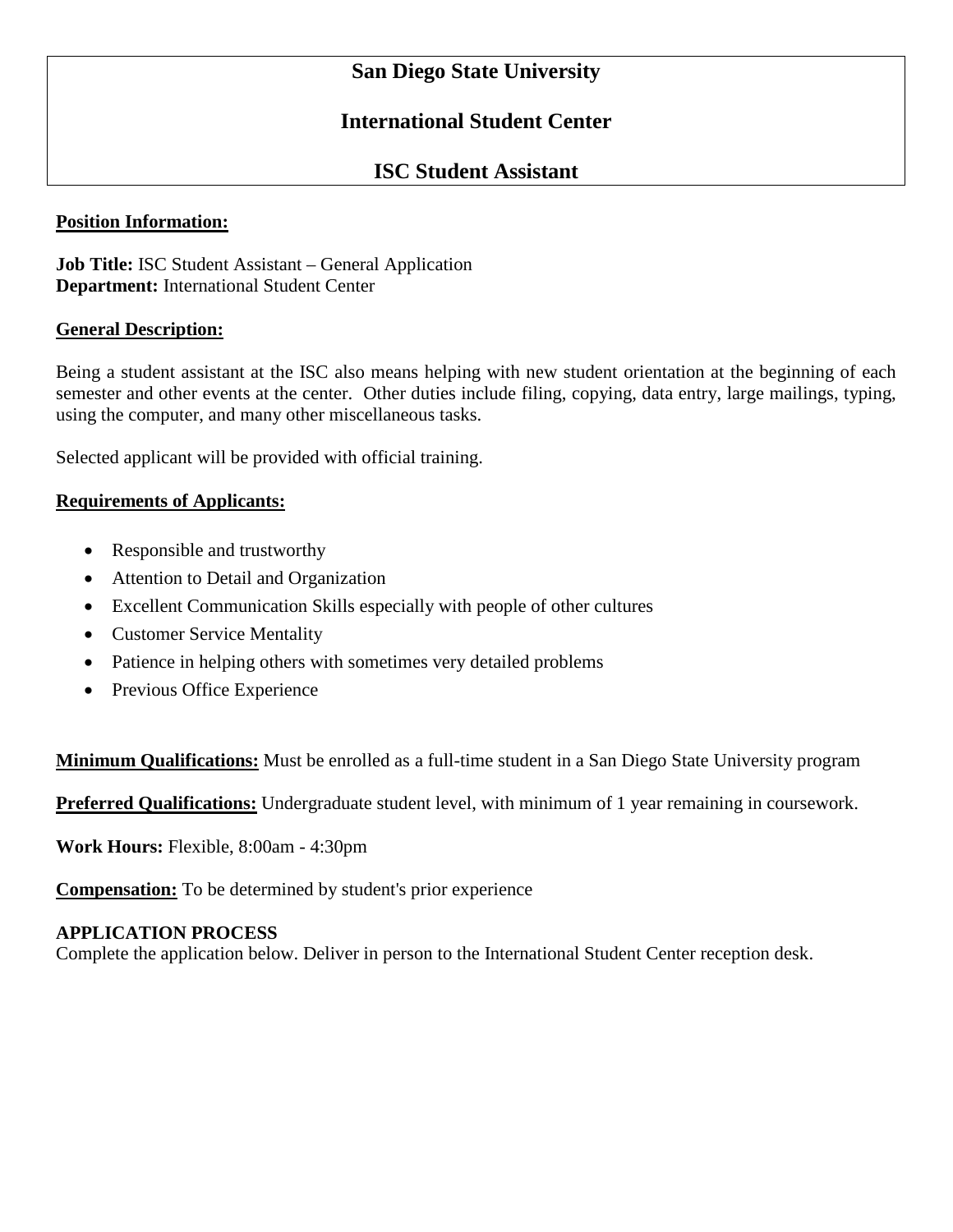# San Diego State University

## International Student Center

## ISC Student Assistant

**Position Information:**

**Job Title:** ISC Student Assistant – General Application
**Department:** International Student Center

**General Description:**

Being a student assistant at the ISC also means helping with new student orientation at the beginning of each semester and other events at the center. Other duties include filing, copying, data entry, large mailings, typing, using the computer, and many other miscellaneous tasks.

Selected applicant will be provided with official training.

**Requirements of Applicants:**

- Responsible and trustworthy
- Attention to Detail and Organization
- Excellent Communication Skills especially with people of other cultures
- Customer Service Mentality
- Patience in helping others with sometimes very detailed problems
- Previous Office Experience

**Minimum Qualifications:** Must be enrolled as a full-time student in a San Diego State University program

**Preferred Qualifications:** Undergraduate student level, with minimum of 1 year remaining in coursework.

**Work Hours:** Flexible, 8:00am - 4:30pm

**Compensation:** To be determined by student's prior experience

**APPLICATION PROCESS**
Complete the application below. Deliver in person to the International Student Center reception desk.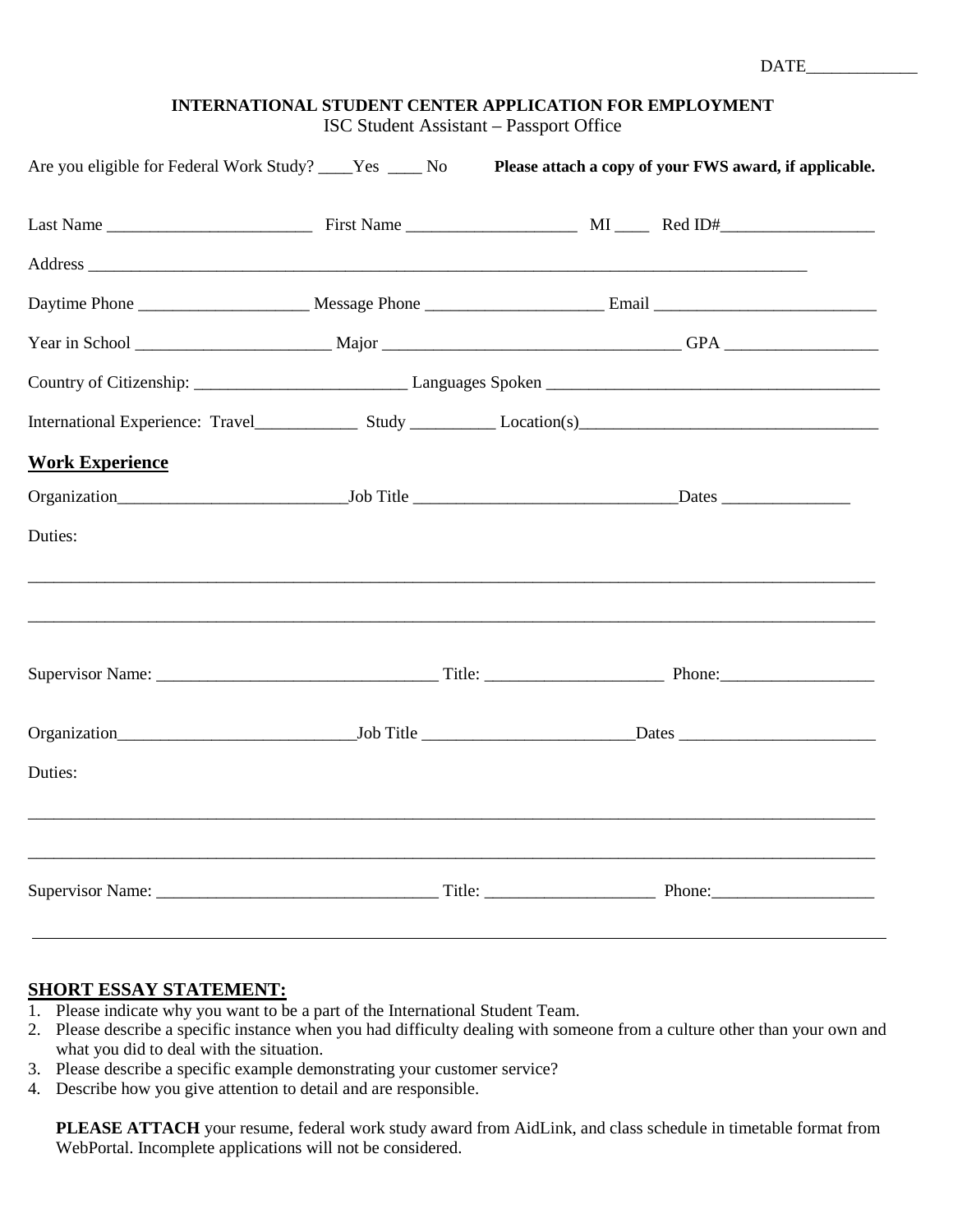DATE____________

**INTERNATIONAL STUDENT CENTER APPLICATION FOR EMPLOYMENT**
ISC Student Assistant – Passport Office

Are you eligible for Federal Work Study? ____Yes ____ No **Please attach a copy of your FWS award, if applicable.**

Last Name ________________________ First Name ____________________ MI ____ Red ID#__________________

Address ____________________________________________________________________________________

Daytime Phone ____________________ Message Phone ____________________ Email __________________________

Year in School _______________________ Major ___________________________________ GPA __________________

Country of Citizenship: ________________________ Languages Spoken _______________________________________

International Experience: Travel____________ Study __________ Location(s)___________________________________

## Work Experience

Organization___________________________Job Title _______________________________Dates _______________

Duties:

_____________________________________________________________________________________________________

_____________________________________________________________________________________________________

Supervisor Name: _________________________________ Title: _____________________ Phone:__________________

Organization____________________________Job Title ________________________Dates _______________________

Duties:

_____________________________________________________________________________________________________

_____________________________________________________________________________________________________

Supervisor Name: _________________________________ Title: ____________________ Phone:___________________

---

## SHORT ESSAY STATEMENT:

1. Please indicate why you want to be a part of the International Student Team.
2. Please describe a specific instance when you had difficulty dealing with someone from a culture other than your own and what you did to deal with the situation.
3. Please describe a specific example demonstrating your customer service?
4. Describe how you give attention to detail and are responsible.

**PLEASE ATTACH** your resume, federal work study award from AidLink, and class schedule in timetable format from WebPortal. Incomplete applications will not be considered.